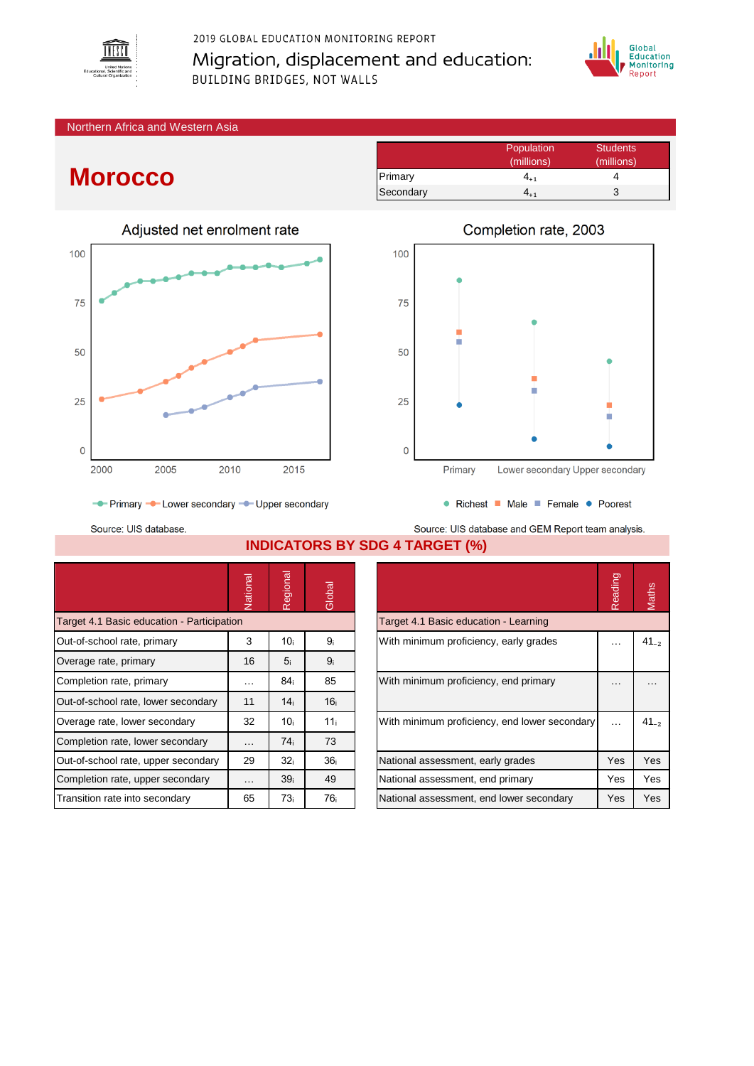2019 GLOBAL EDUCATION MONITORING REPORT

Migration, displacement and education:

BUILDING BRIDGES, NOT WALLS

Northern Africa and Western Asia

# Morocco

| | Population (millions) | Students (millions) |
|---|---|---|
| Primary | $4_{+1}$ | 4 |
| Secondary | $4_{+1}$ | 3 |

## Adjusted net enrolment rate

Primary, Lower secondary, Upper secondary

Source: UIS database.

## Completion rate, 2003

Richest, Male, Female, Poorest

Source: UIS database and GEM Report team analysis.

## INDICATORS BY SDG 4 TARGET (%)

| | National | Regional | Global |
|---|---|---|---|
| **Target 4.1 Basic education - Participation** | | | |
| Out-of-school rate, primary | 3 | $10_i$ | $9_i$ |
| Overage rate, primary | 16 | $5_i$ | $9_i$ |
| Completion rate, primary | … | $84_i$ | 85 |
| Out-of-school rate, lower secondary | 11 | $14_i$ | $16_i$ |
| Overage rate, lower secondary | 32 | $10_i$ | $11_i$ |
| Completion rate, lower secondary | … | $74_i$ | 73 |
| Out-of-school rate, upper secondary | 29 | $32_i$ | $36_i$ |
| Completion rate, upper secondary | … | $39_i$ | 49 |
| Transition rate into secondary | 65 | $73_i$ | $76_i$ |

| | Reading | Maths |
|---|---|---|
| **Target 4.1 Basic education - Learning** | | |
| With minimum proficiency, early grades | … | $41_{-2}$ |
| With minimum proficiency, end primary | … | … |
| With minimum proficiency, end lower secondary | … | $41_{-2}$ |
| National assessment, early grades | Yes | Yes |
| National assessment, end primary | Yes | Yes |
| National assessment, end lower secondary | Yes | Yes |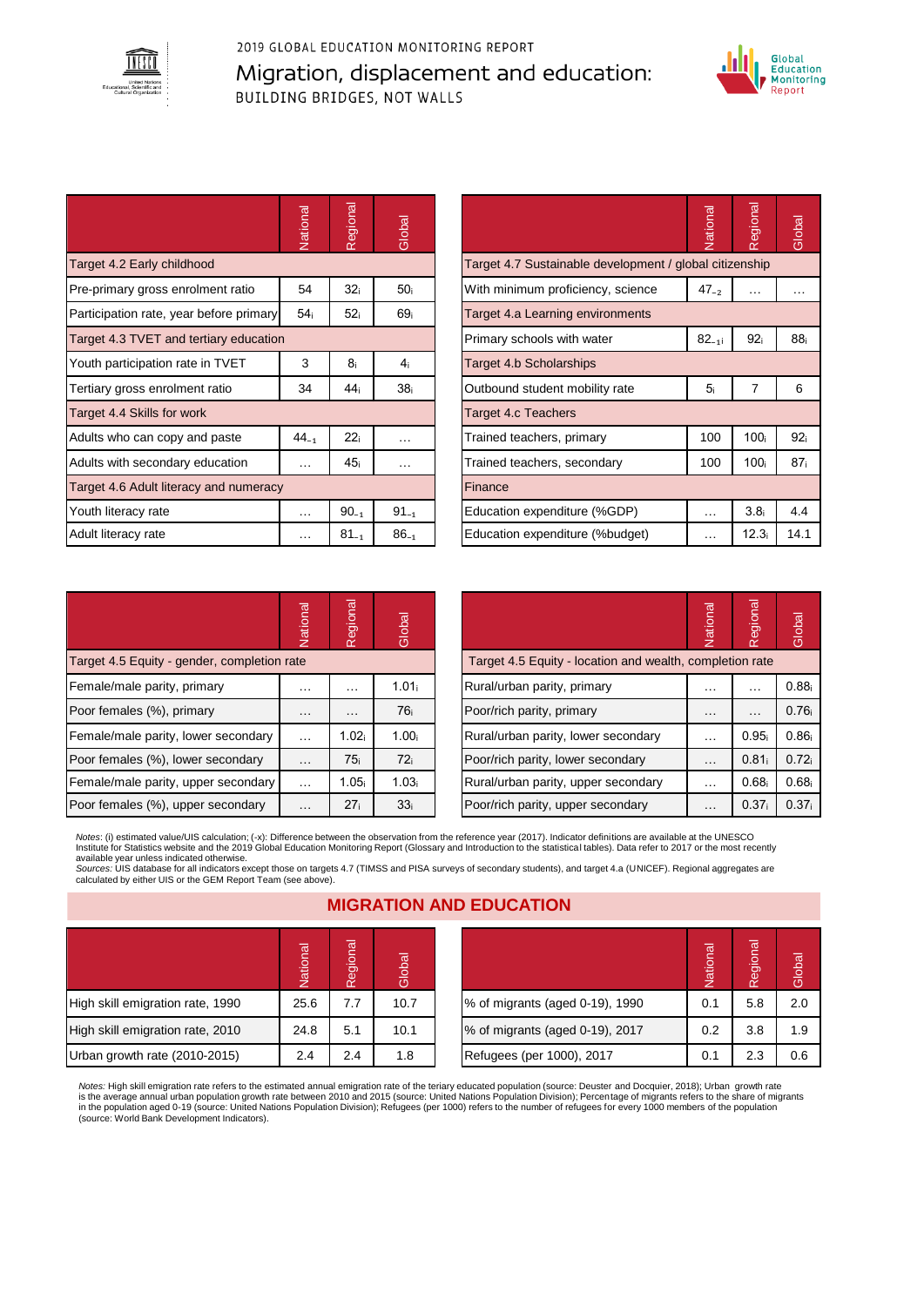2019 GLOBAL EDUCATION MONITORING REPORT

# Migration, displacement and education:

BUILDING BRIDGES, NOT WALLS

| | National | Regional | Global |
|---|---|---|---|
| Target 4.2 Early childhood | | | |
| Pre-primary gross enrolment ratio | 54 | $32_i$ | $50_i$ |
| Participation rate, year before primary | $54_i$ | $52_i$ | $69_i$ |
| Target 4.3 TVET and tertiary education | | | |
| Youth participation rate in TVET | 3 | $8_i$ | $4_i$ |
| Tertiary gross enrolment ratio | 34 | $44_i$ | $38_i$ |
| Target 4.4 Skills for work | | | |
| Adults who can copy and paste | $44_{-1}$ | $22_i$ | … |
| Adults with secondary education | … | $45_i$ | … |
| Target 4.6 Adult literacy and numeracy | | | |
| Youth literacy rate | … | $90_{-1}$ | $91_{-1}$ |
| Adult literacy rate | … | $81_{-1}$ | $86_{-1}$ |

| | National | Regional | Global |
|---|---|---|---|
| Target 4.7 Sustainable development / global citizenship | | | |
| With minimum proficiency, science | $47_{-2}$ | … | … |
| Target 4.a Learning environments | | | |
| Primary schools with water | $82_{-1i}$ | $92_i$ | $88_i$ |
| Target 4.b Scholarships | | | |
| Outbound student mobility rate | $5_i$ | 7 | 6 |
| Target 4.c Teachers | | | |
| Trained teachers, primary | 100 | $100_i$ | $92_i$ |
| Trained teachers, secondary | 100 | $100_i$ | $87_i$ |
| Finance | | | |
| Education expenditure (%GDP) | … | $3.8_i$ | 4.4 |
| Education expenditure (%budget) | … | $12.3_i$ | 14.1 |

| | National | Regional | Global |
|---|---|---|---|
| Target 4.5 Equity - gender, completion rate | | | |
| Female/male parity, primary | … | … | $1.01_i$ |
| Poor females (%), primary | … | … | $76_i$ |
| Female/male parity, lower secondary | … | $1.02_i$ | $1.00_i$ |
| Poor females (%), lower secondary | … | $75_i$ | $72_i$ |
| Female/male parity, upper secondary | … | $1.05_i$ | $1.03_i$ |
| Poor females (%), upper secondary | … | $27_i$ | $33_i$ |

| | National | Regional | Global |
|---|---|---|---|
| Target 4.5 Equity - location and wealth, completion rate | | | |
| Rural/urban parity, primary | … | … | $0.88_i$ |
| Poor/rich parity, primary | … | … | $0.76_i$ |
| Rural/urban parity, lower secondary | … | $0.95_i$ | $0.86_i$ |
| Poor/rich parity, lower secondary | … | $0.81_i$ | $0.72_i$ |
| Rural/urban parity, upper secondary | … | $0.68_i$ | $0.68_i$ |
| Poor/rich parity, upper secondary | … | $0.37_i$ | $0.37_i$ |

*Notes*: (i) estimated value/UIS calculation; (-x): Difference between the observation from the reference year (2017). Indicator definitions are available at the UNESCO Institute for Statistics website and the 2019 Global Education Monitoring Report (Glossary and Introduction to the statistical tables). Data refer to 2017 or the most recently available year unless indicated otherwise.
*Sources*: UIS database for all indicators except those on targets 4.7 (TIMSS and PISA surveys of secondary students), and target 4.a (UNICEF). Regional aggregates are calculated by either UIS or the GEM Report Team (see above).

## MIGRATION AND EDUCATION

| | National | Regional | Global |
|---|---|---|---|
| High skill emigration rate, 1990 | 25.6 | 7.7 | 10.7 |
| High skill emigration rate, 2010 | 24.8 | 5.1 | 10.1 |
| Urban growth rate (2010-2015) | 2.4 | 2.4 | 1.8 |

| | National | Regional | Global |
|---|---|---|---|
| % of migrants (aged 0-19), 1990 | 0.1 | 5.8 | 2.0 |
| % of migrants (aged 0-19), 2017 | 0.2 | 3.8 | 1.9 |
| Refugees (per 1000), 2017 | 0.1 | 2.3 | 0.6 |

*Notes:* High skill emigration rate refers to the estimated annual emigration rate of the teriary educated population (source: Deuster and Docquier, 2018); Urban growth rate is the average annual urban population growth rate between 2010 and 2015 (source: United Nations Population Division); Percentage of migrants refers to the share of migrants in the population aged 0-19 (source: United Nations Population Division); Refugees (per 1000) refers to the number of refugees for every 1000 members of the population (source: World Bank Development Indicators).